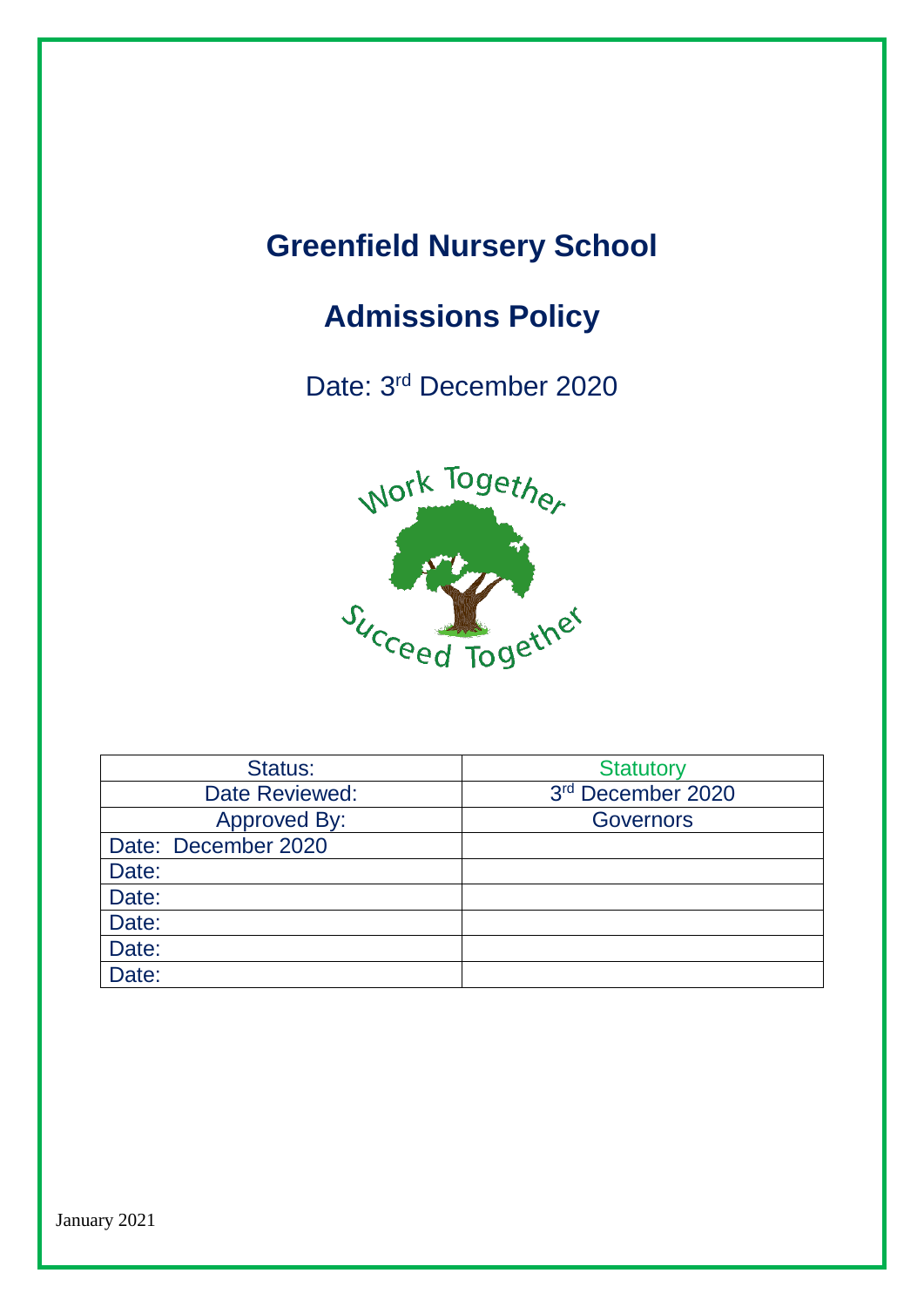# Greenfield Nursery School

## Admissions Policy

Date: 3rd December 2020

Work Together

Succeed Together

| Status: | Statutory |
|---|---|
| Date Reviewed: | 3rd December 2020 |
| Approved By: | Governors |
| Date: December 2020 | |
| Date: | |
| Date: | |
| Date: | |
| Date: | |
| Date: | |

January 2021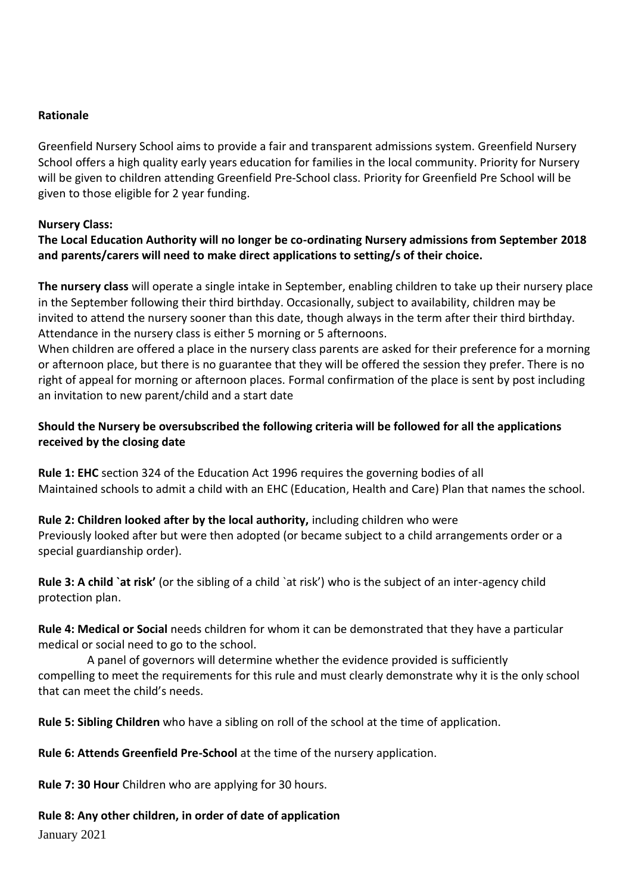**Rationale**

Greenfield Nursery School aims to provide a fair and transparent admissions system. Greenfield Nursery School offers a high quality early years education for families in the local community. Priority for Nursery will be given to children attending Greenfield Pre-School class. Priority for Greenfield Pre School will be given to those eligible for 2 year funding.

**Nursery Class:**

**The Local Education Authority will no longer be co-ordinating Nursery admissions from September 2018 and parents/carers will need to make direct applications to setting/s of their choice.**

**The nursery class** will operate a single intake in September, enabling children to take up their nursery place in the September following their third birthday. Occasionally, subject to availability, children may be invited to attend the nursery sooner than this date, though always in the term after their third birthday. Attendance in the nursery class is either 5 morning or 5 afternoons.

When children are offered a place in the nursery class parents are asked for their preference for a morning or afternoon place, but there is no guarantee that they will be offered the session they prefer. There is no right of appeal for morning or afternoon places. Formal confirmation of the place is sent by post including an invitation to new parent/child and a start date

**Should the Nursery be oversubscribed the following criteria will be followed for all the applications received by the closing date**

**Rule 1: EHC** section 324 of the Education Act 1996 requires the governing bodies of all Maintained schools to admit a child with an EHC (Education, Health and Care) Plan that names the school.

**Rule 2: Children looked after by the local authority,** including children who were Previously looked after but were then adopted (or became subject to a child arrangements order or a special guardianship order).

**Rule 3: A child `at risk'** (or the sibling of a child `at risk') who is the subject of an inter-agency child protection plan.

**Rule 4: Medical or Social** needs children for whom it can be demonstrated that they have a particular medical or social need to go to the school.

A panel of governors will determine whether the evidence provided is sufficiently compelling to meet the requirements for this rule and must clearly demonstrate why it is the only school that can meet the child's needs.

**Rule 5: Sibling Children** who have a sibling on roll of the school at the time of application.

**Rule 6: Attends Greenfield Pre-School** at the time of the nursery application.

**Rule 7: 30 Hour** Children who are applying for 30 hours.

**Rule 8: Any other children, in order of date of application**

January 2021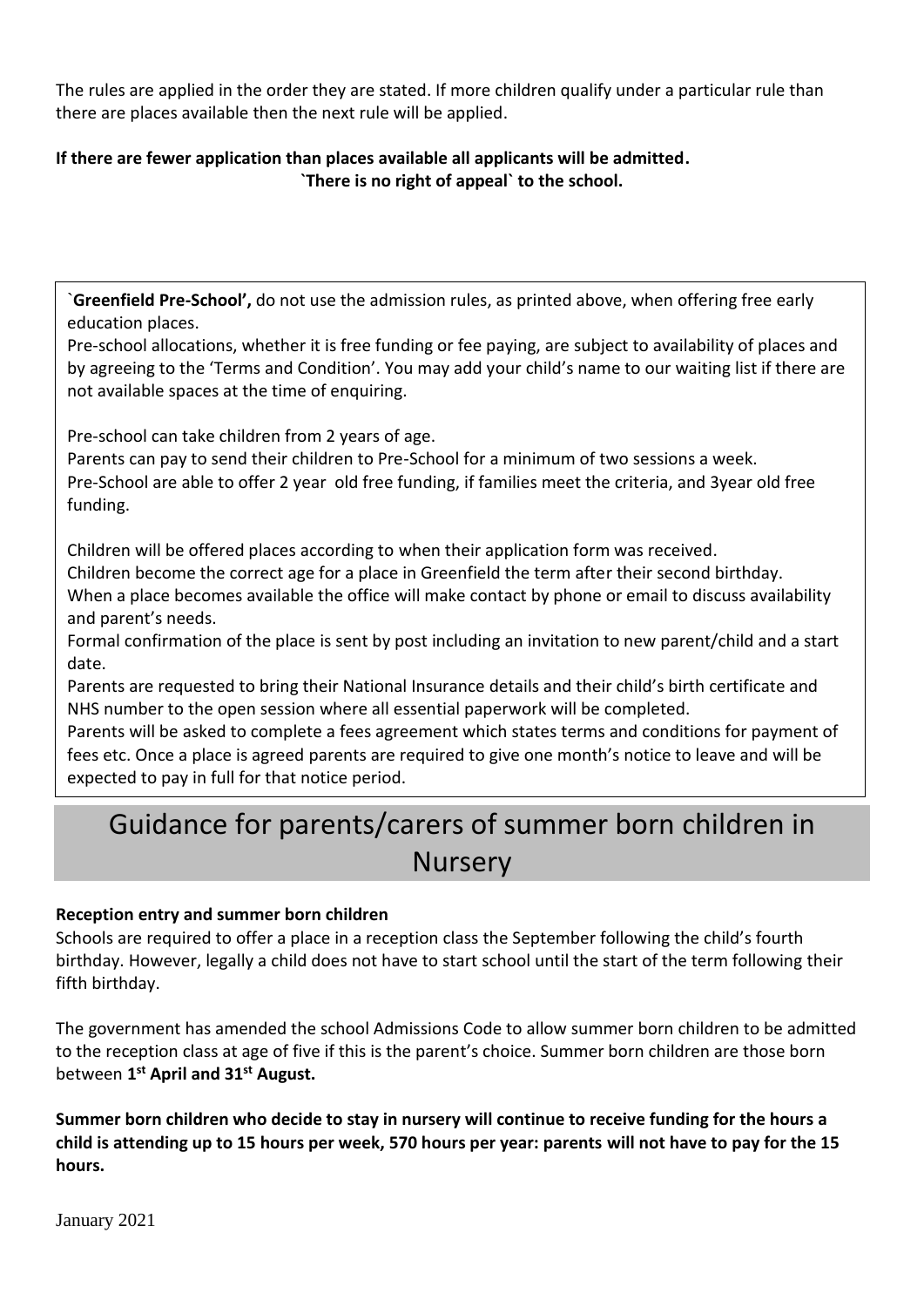The rules are applied in the order they are stated. If more children qualify under a particular rule than there are places available then the next rule will be applied.

**If there are fewer application than places available all applicants will be admitted.**
**`There is no right of appeal` to the school.**

`**Greenfield Pre-School',** do not use the admission rules, as printed above, when offering free early education places.
Pre-school allocations, whether it is free funding or fee paying, are subject to availability of places and by agreeing to the 'Terms and Condition'. You may add your child's name to our waiting list if there are not available spaces at the time of enquiring.

Pre-school can take children from 2 years of age.
Parents can pay to send their children to Pre-School for a minimum of two sessions a week.
Pre-School are able to offer 2 year old free funding, if families meet the criteria, and 3year old free funding.

Children will be offered places according to when their application form was received.
Children become the correct age for a place in Greenfield the term after their second birthday.
When a place becomes available the office will make contact by phone or email to discuss availability and parent's needs.
Formal confirmation of the place is sent by post including an invitation to new parent/child and a start date.
Parents are requested to bring their National Insurance details and their child's birth certificate and NHS number to the open session where all essential paperwork will be completed.
Parents will be asked to complete a fees agreement which states terms and conditions for payment of fees etc. Once a place is agreed parents are required to give one month's notice to leave and will be expected to pay in full for that notice period.

# Guidance for parents/carers of summer born children in Nursery

**Reception entry and summer born children**
Schools are required to offer a place in a reception class the September following the child's fourth birthday. However, legally a child does not have to start school until the start of the term following their fifth birthday.

The government has amended the school Admissions Code to allow summer born children to be admitted to the reception class at age of five if this is the parent's choice. Summer born children are those born between **1st April and 31st August.**

**Summer born children who decide to stay in nursery will continue to receive funding for the hours a child is attending up to 15 hours per week, 570 hours per year: parents will not have to pay for the 15 hours.**

January 2021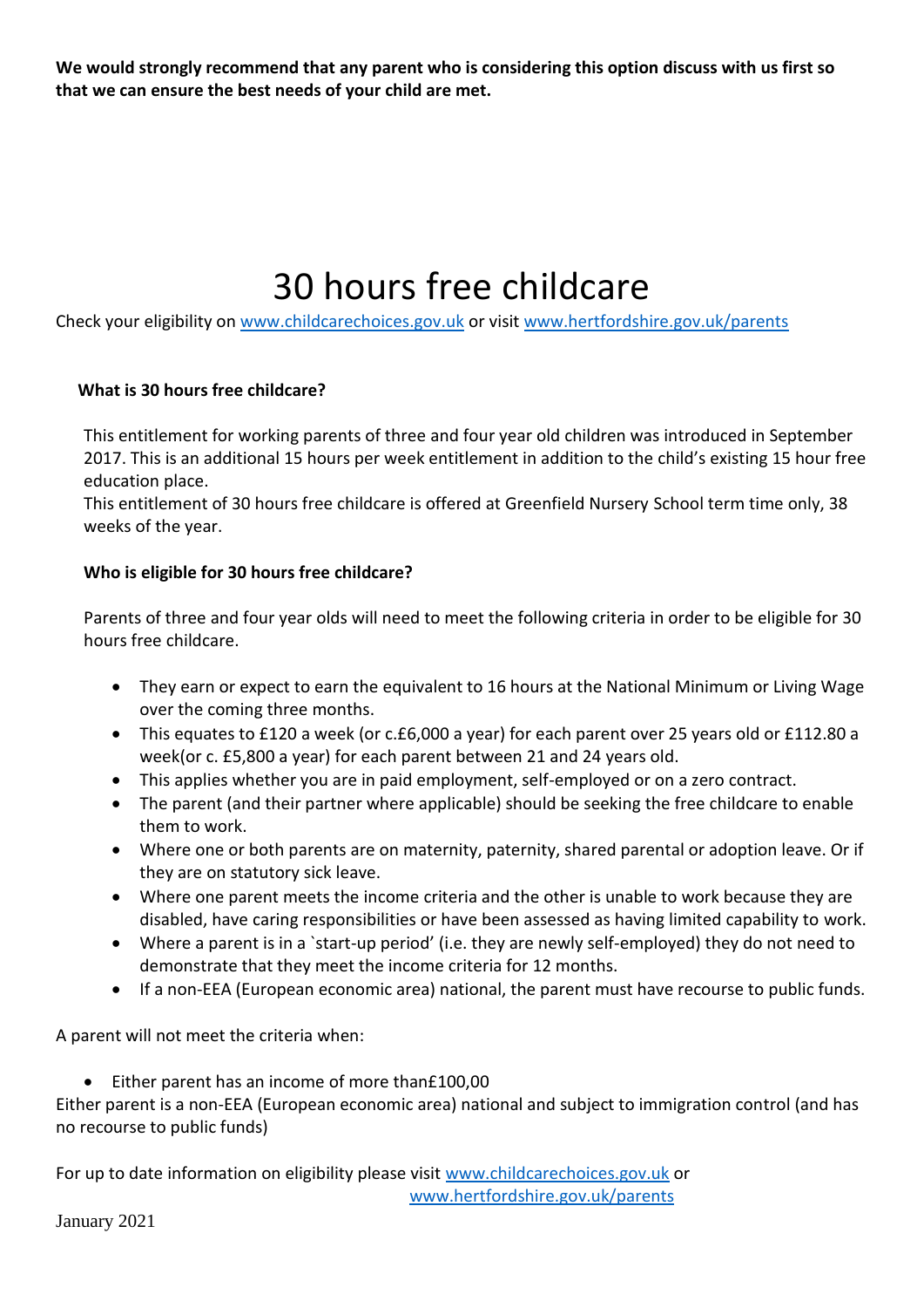**We would strongly recommend that any parent who is considering this option discuss with us first so that we can ensure the best needs of your child are met.**

# 30 hours free childcare

Check your eligibility on www.childcarechoices.gov.uk or visit www.hertfordshire.gov.uk/parents

**What is 30 hours free childcare?**

This entitlement for working parents of three and four year old children was introduced in September 2017. This is an additional 15 hours per week entitlement in addition to the child's existing 15 hour free education place.
This entitlement of 30 hours free childcare is offered at Greenfield Nursery School term time only, 38 weeks of the year.

**Who is eligible for 30 hours free childcare?**

Parents of three and four year olds will need to meet the following criteria in order to be eligible for 30 hours free childcare.

- They earn or expect to earn the equivalent to 16 hours at the National Minimum or Living Wage over the coming three months.
- This equates to £120 a week (or c.£6,000 a year) for each parent over 25 years old or £112.80 a week(or c. £5,800 a year) for each parent between 21 and 24 years old.
- This applies whether you are in paid employment, self-employed or on a zero contract.
- The parent (and their partner where applicable) should be seeking the free childcare to enable them to work.
- Where one or both parents are on maternity, paternity, shared parental or adoption leave. Or if they are on statutory sick leave.
- Where one parent meets the income criteria and the other is unable to work because they are disabled, have caring responsibilities or have been assessed as having limited capability to work.
- Where a parent is in a `start-up period' (i.e. they are newly self-employed) they do not need to demonstrate that they meet the income criteria for 12 months.
- If a non-EEA (European economic area) national, the parent must have recourse to public funds.

A parent will not meet the criteria when:

- Either parent has an income of more than£100,00

Either parent is a non-EEA (European economic area) national and subject to immigration control (and has no recourse to public funds)

For up to date information on eligibility please visit www.childcarechoices.gov.uk or www.hertfordshire.gov.uk/parents

January 2021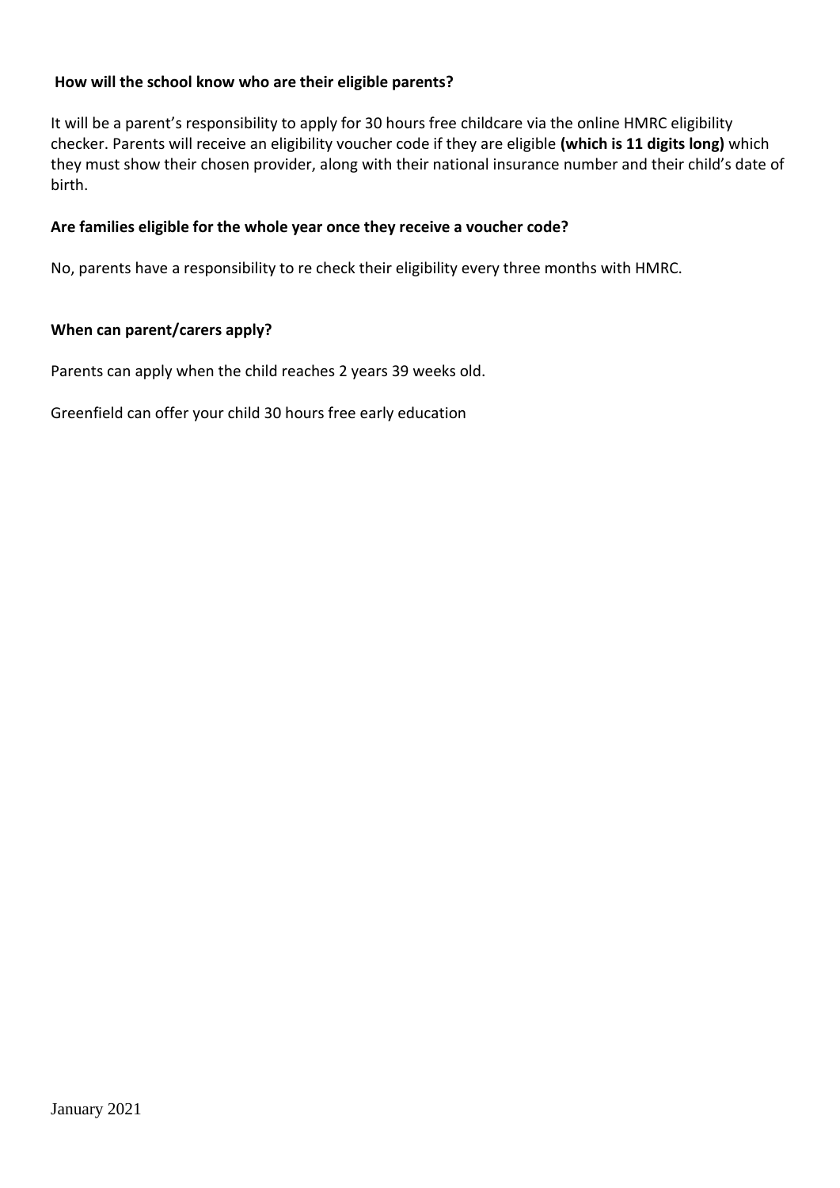**How will the school know who are their eligible parents?**

It will be a parent's responsibility to apply for 30 hours free childcare via the online HMRC eligibility checker. Parents will receive an eligibility voucher code if they are eligible **(which is 11 digits long)** which they must show their chosen provider, along with their national insurance number and their child's date of birth.

**Are families eligible for the whole year once they receive a voucher code?**

No, parents have a responsibility to re check their eligibility every three months with HMRC.

**When can parent/carers apply?**

Parents can apply when the child reaches 2 years 39 weeks old.

Greenfield can offer your child 30 hours free early education

January 2021